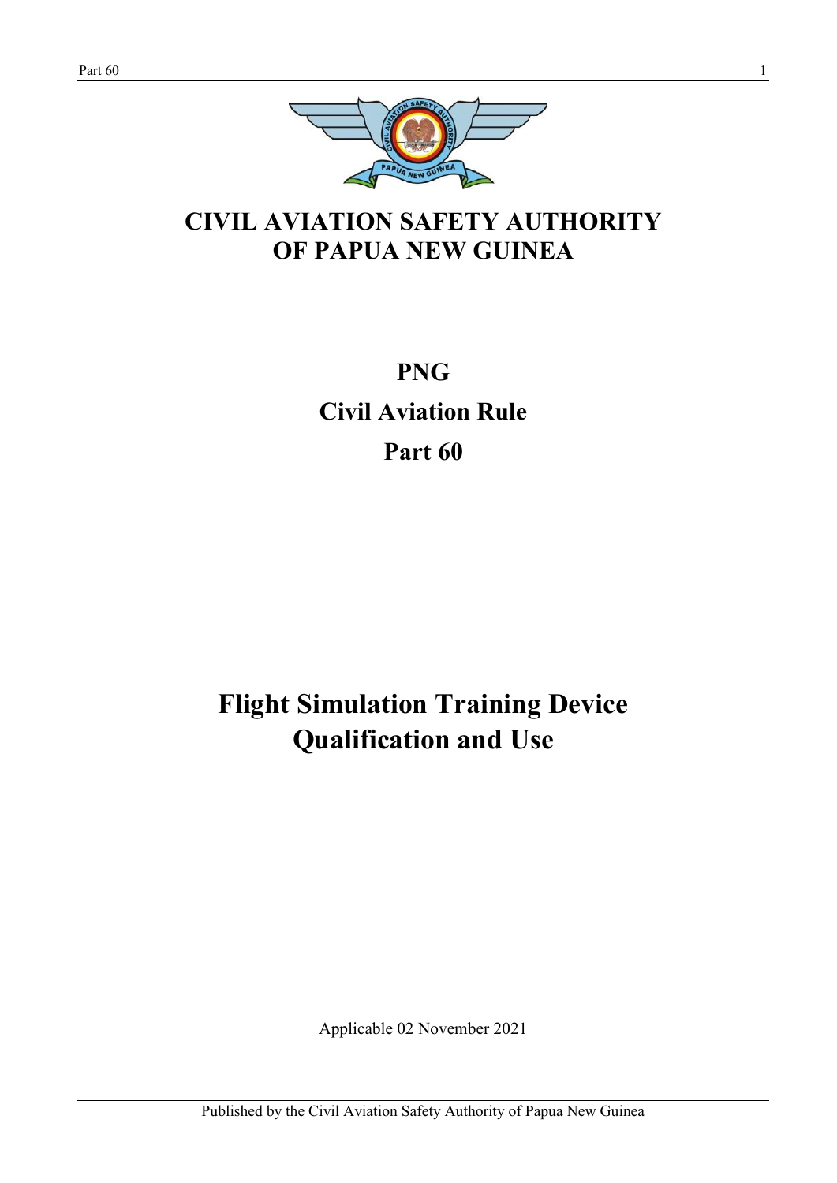# CIVIL AVIATION SAFETY AUTHORITY OF PAPUA NEW GUINEA

## PNG

## Civil Aviation Rule

## Part 60

# Flight Simulation Training Device Qualification and Use

Applicable 02 November 2021

Published by the Civil Aviation Safety Authority of Papua New Guinea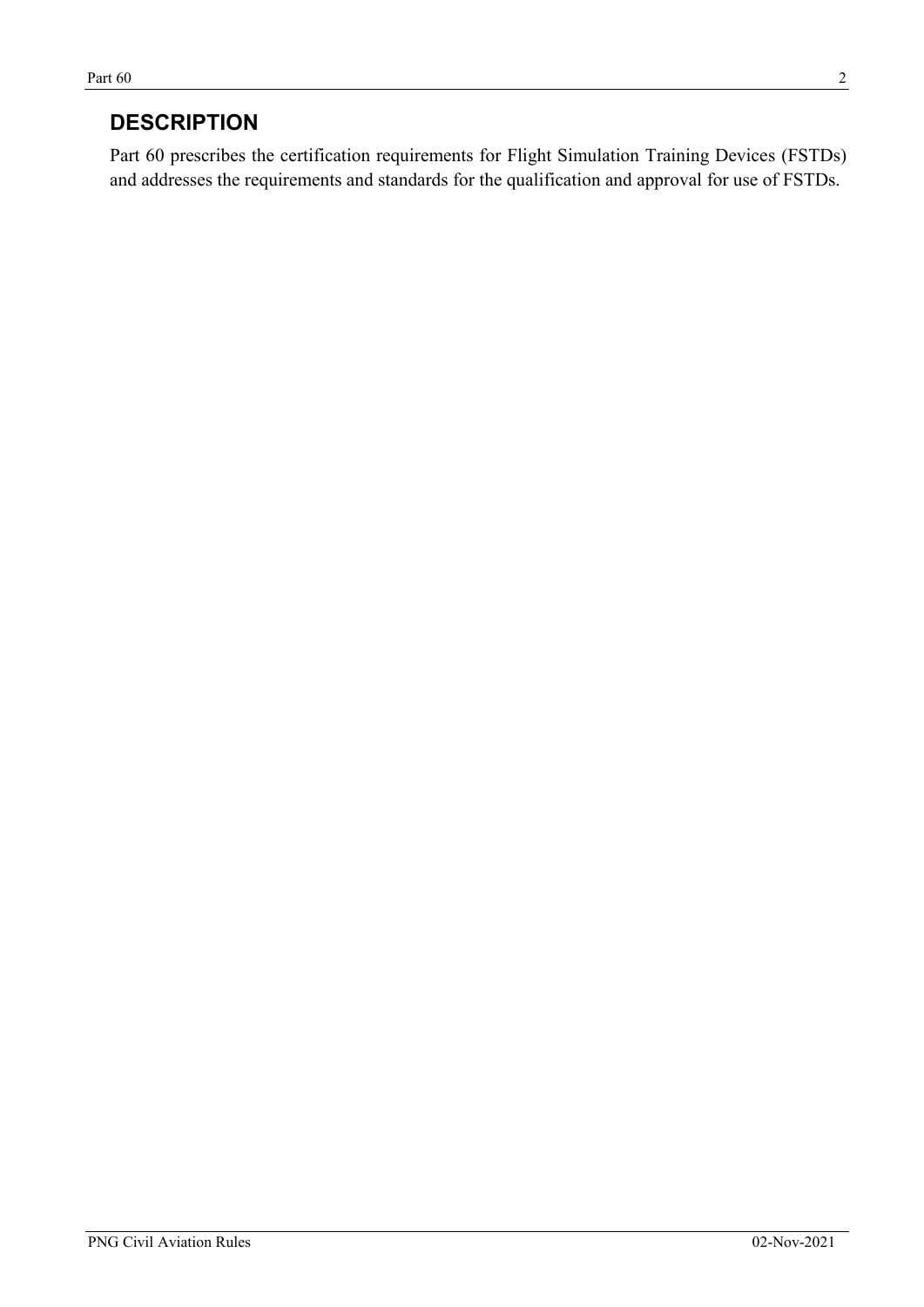# DESCRIPTION

Part 60 prescribes the certification requirements for Flight Simulation Training Devices (FSTDs) and addresses the requirements and standards for the qualification and approval for use of FSTDs.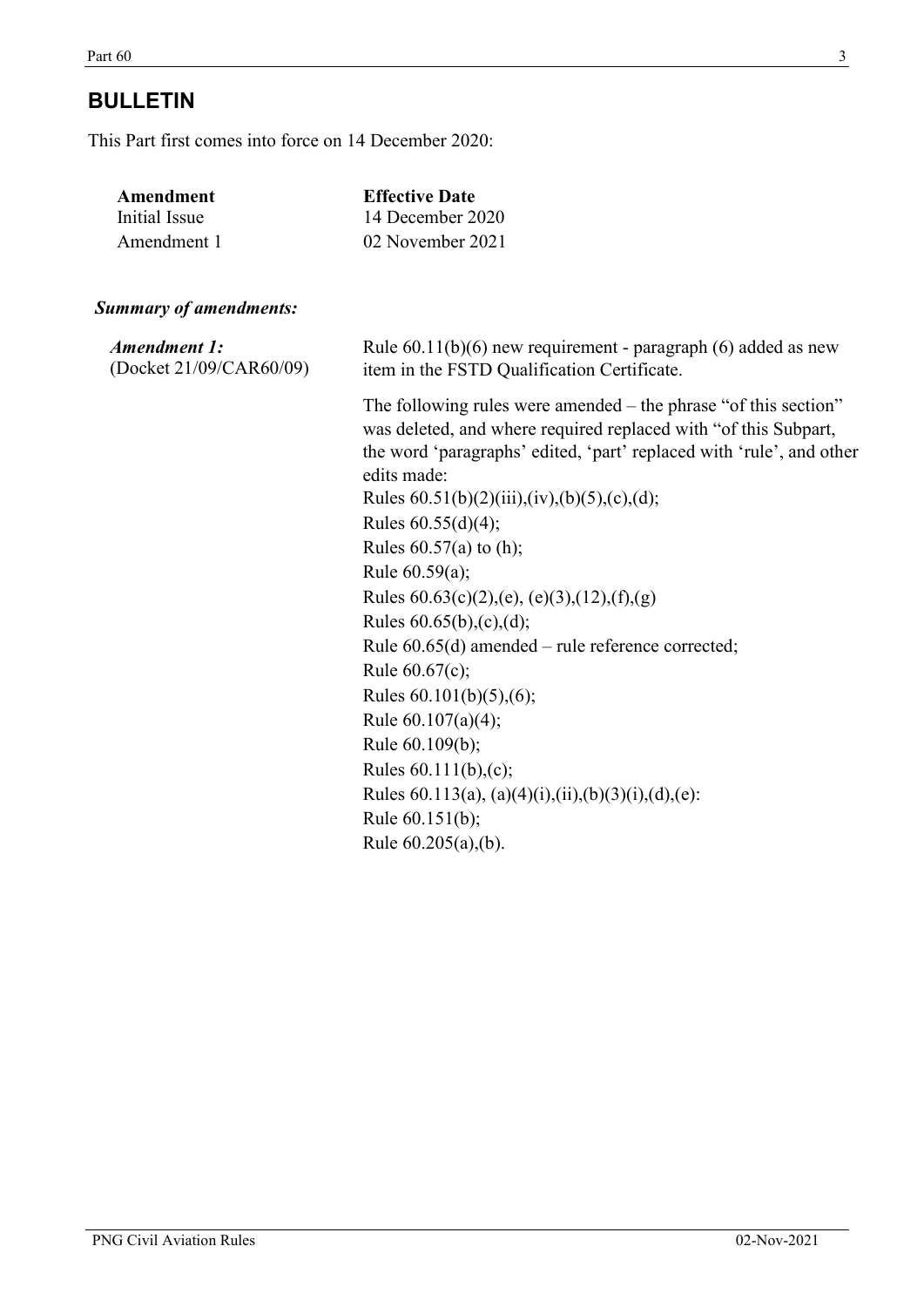## BULLETIN

This Part first comes into force on 14 December 2020:

| Amendment | Effective Date |
|---|---|
| Initial Issue | 14 December 2020 |
| Amendment 1 | 02 November 2021 |

***Summary of amendments:***

| | |
|---|---|
| ***Amendment 1:*** (Docket 21/09/CAR60/09) | Rule 60.11(b)(6) new requirement - paragraph (6) added as new item in the FSTD Qualification Certificate. |
| | The following rules were amended – the phrase "of this section" was deleted, and where required replaced with "of this Subpart, the word 'paragraphs' edited, 'part' replaced with 'rule', and other edits made:<br>Rules 60.51(b)(2)(iii),(iv),(b)(5),(c),(d);<br>Rules 60.55(d)(4);<br>Rules 60.57(a) to (h);<br>Rule 60.59(a);<br>Rules 60.63(c)(2),(e), (e)(3),(12),(f),(g)<br>Rules 60.65(b),(c),(d);<br>Rule 60.65(d) amended – rule reference corrected;<br>Rule 60.67(c);<br>Rules 60.101(b)(5),(6);<br>Rule 60.107(a)(4);<br>Rule 60.109(b);<br>Rules 60.111(b),(c);<br>Rules 60.113(a), (a)(4)(i),(ii),(b)(3)(i),(d),(e):<br>Rule 60.151(b);<br>Rule 60.205(a),(b). |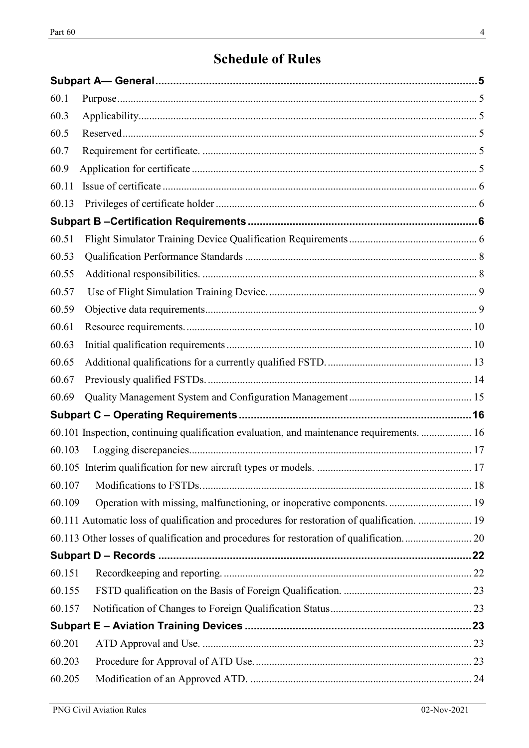# Schedule of Rules

**Subpart A— General** ..... 5

60.1 Purpose ..... 5

60.3 Applicability ..... 5

60.5 Reserved ..... 5

60.7 Requirement for certificate. ..... 5

60.9 Application for certificate ..... 5

60.11 Issue of certificate ..... 6

60.13 Privileges of certificate holder ..... 6

**Subpart B –Certification Requirements** ..... 6

60.51 Flight Simulator Training Device Qualification Requirements ..... 6

60.53 Qualification Performance Standards ..... 8

60.55 Additional responsibilities. ..... 8

60.57 Use of Flight Simulation Training Device. ..... 9

60.59 Objective data requirements ..... 9

60.61 Resource requirements. ..... 10

60.63 Initial qualification requirements ..... 10

60.65 Additional qualifications for a currently qualified FSTD. ..... 13

60.67 Previously qualified FSTDs. ..... 14

60.69 Quality Management System and Configuration Management ..... 15

**Subpart C – Operating Requirements** ..... 16

60.101 Inspection, continuing qualification evaluation, and maintenance requirements. ..... 16

60.103 Logging discrepancies. ..... 17

60.105 Interim qualification for new aircraft types or models. ..... 17

60.107 Modifications to FSTDs. ..... 18

60.109 Operation with missing, malfunctioning, or inoperative components. ..... 19

60.111 Automatic loss of qualification and procedures for restoration of qualification. ..... 19

60.113 Other losses of qualification and procedures for restoration of qualification. ..... 20

**Subpart D – Records** ..... 22

60.151 Recordkeeping and reporting. ..... 22

60.155 FSTD qualification on the Basis of Foreign Qualification. ..... 23

60.157 Notification of Changes to Foreign Qualification Status ..... 23

**Subpart E – Aviation Training Devices** ..... 23

60.201 ATD Approval and Use. ..... 23

60.203 Procedure for Approval of ATD Use. ..... 23

60.205 Modification of an Approved ATD. ..... 24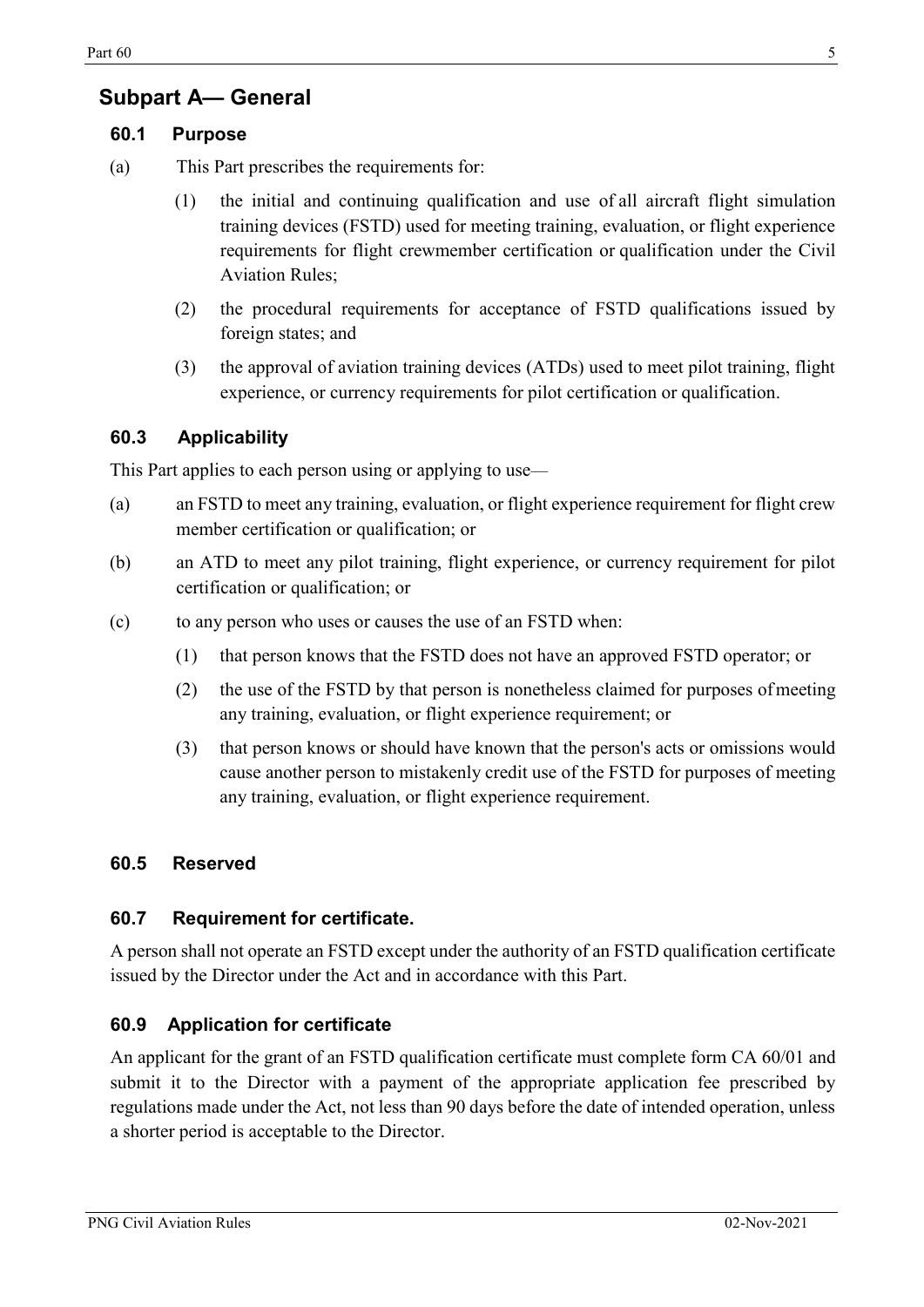## Subpart A— General

### 60.1 Purpose

(a) This Part prescribes the requirements for:

(1) the initial and continuing qualification and use of all aircraft flight simulation training devices (FSTD) used for meeting training, evaluation, or flight experience requirements for flight crewmember certification or qualification under the Civil Aviation Rules;

(2) the procedural requirements for acceptance of FSTD qualifications issued by foreign states; and

(3) the approval of aviation training devices (ATDs) used to meet pilot training, flight experience, or currency requirements for pilot certification or qualification.

### 60.3 Applicability

This Part applies to each person using or applying to use—

(a) an FSTD to meet any training, evaluation, or flight experience requirement for flight crew member certification or qualification; or

(b) an ATD to meet any pilot training, flight experience, or currency requirement for pilot certification or qualification; or

(c) to any person who uses or causes the use of an FSTD when:

(1) that person knows that the FSTD does not have an approved FSTD operator; or

(2) the use of the FSTD by that person is nonetheless claimed for purposes of meeting any training, evaluation, or flight experience requirement; or

(3) that person knows or should have known that the person's acts or omissions would cause another person to mistakenly credit use of the FSTD for purposes of meeting any training, evaluation, or flight experience requirement.

### 60.5 Reserved

### 60.7 Requirement for certificate.

A person shall not operate an FSTD except under the authority of an FSTD qualification certificate issued by the Director under the Act and in accordance with this Part.

### 60.9 Application for certificate

An applicant for the grant of an FSTD qualification certificate must complete form CA 60/01 and submit it to the Director with a payment of the appropriate application fee prescribed by regulations made under the Act, not less than 90 days before the date of intended operation, unless a shorter period is acceptable to the Director.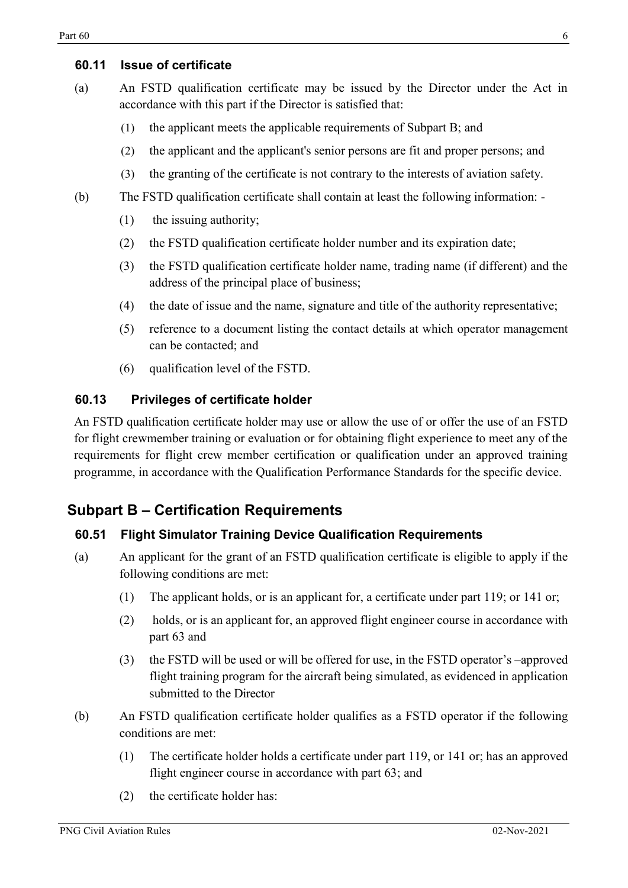### 60.11 Issue of certificate

(a) An FSTD qualification certificate may be issued by the Director under the Act in accordance with this part if the Director is satisfied that:

(1) the applicant meets the applicable requirements of Subpart B; and

(2) the applicant and the applicant's senior persons are fit and proper persons; and

(3) the granting of the certificate is not contrary to the interests of aviation safety.

(b) The FSTD qualification certificate shall contain at least the following information: -

(1) the issuing authority;

(2) the FSTD qualification certificate holder number and its expiration date;

(3) the FSTD qualification certificate holder name, trading name (if different) and the address of the principal place of business;

(4) the date of issue and the name, signature and title of the authority representative;

(5) reference to a document listing the contact details at which operator management can be contacted; and

(6) qualification level of the FSTD.

### 60.13 Privileges of certificate holder

An FSTD qualification certificate holder may use or allow the use of or offer the use of an FSTD for flight crewmember training or evaluation or for obtaining flight experience to meet any of the requirements for flight crew member certification or qualification under an approved training programme, in accordance with the Qualification Performance Standards for the specific device.

## Subpart B – Certification Requirements

### 60.51 Flight Simulator Training Device Qualification Requirements

(a) An applicant for the grant of an FSTD qualification certificate is eligible to apply if the following conditions are met:

(1) The applicant holds, or is an applicant for, a certificate under part 119; or 141 or;

(2) holds, or is an applicant for, an approved flight engineer course in accordance with part 63 and

(3) the FSTD will be used or will be offered for use, in the FSTD operator's –approved flight training program for the aircraft being simulated, as evidenced in application submitted to the Director

(b) An FSTD qualification certificate holder qualifies as a FSTD operator if the following conditions are met:

(1) The certificate holder holds a certificate under part 119, or 141 or; has an approved flight engineer course in accordance with part 63; and

(2) the certificate holder has: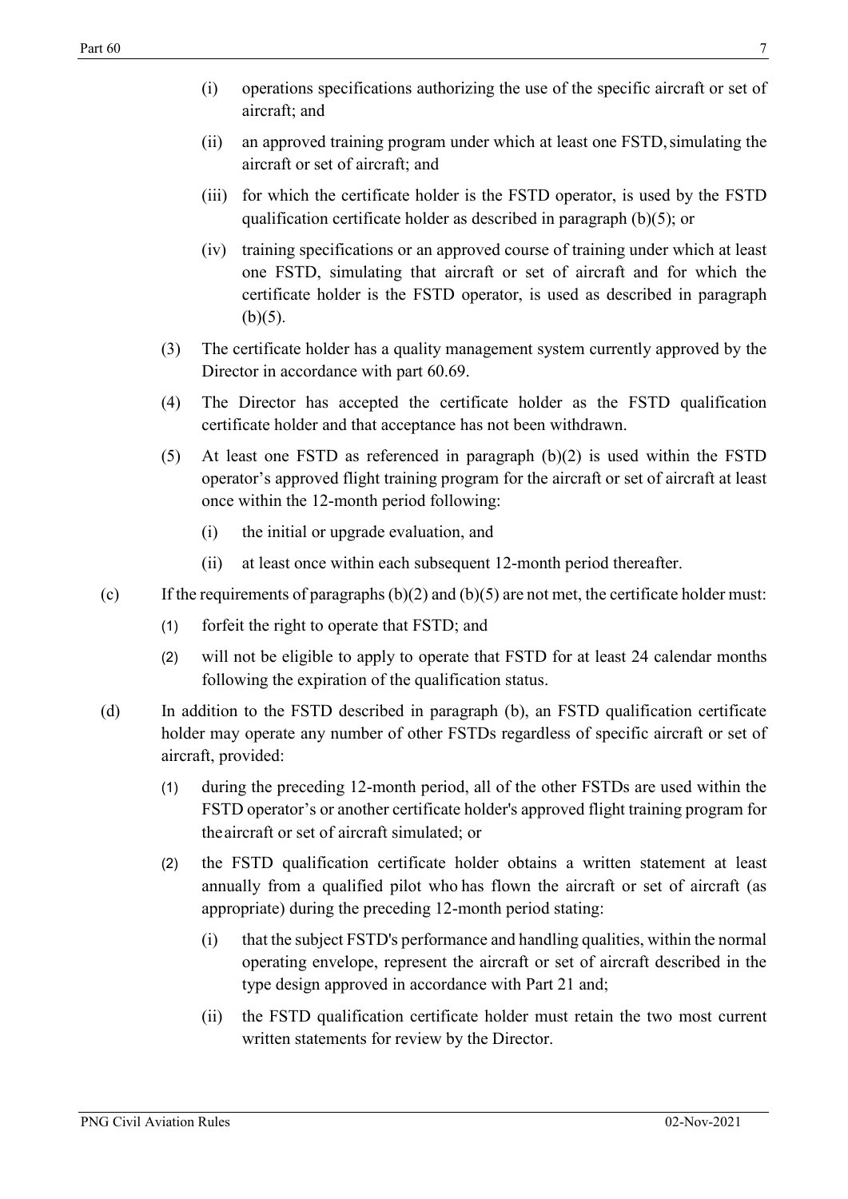(i) operations specifications authorizing the use of the specific aircraft or set of aircraft; and

(ii) an approved training program under which at least one FSTD, simulating the aircraft or set of aircraft; and

(iii) for which the certificate holder is the FSTD operator, is used by the FSTD qualification certificate holder as described in paragraph (b)(5); or

(iv) training specifications or an approved course of training under which at least one FSTD, simulating that aircraft or set of aircraft and for which the certificate holder is the FSTD operator, is used as described in paragraph (b)(5).

(3) The certificate holder has a quality management system currently approved by the Director in accordance with part 60.69.

(4) The Director has accepted the certificate holder as the FSTD qualification certificate holder and that acceptance has not been withdrawn.

(5) At least one FSTD as referenced in paragraph (b)(2) is used within the FSTD operator's approved flight training program for the aircraft or set of aircraft at least once within the 12-month period following:

(i) the initial or upgrade evaluation, and

(ii) at least once within each subsequent 12-month period thereafter.

(c) If the requirements of paragraphs (b)(2) and (b)(5) are not met, the certificate holder must:

(1) forfeit the right to operate that FSTD; and

(2) will not be eligible to apply to operate that FSTD for at least 24 calendar months following the expiration of the qualification status.

(d) In addition to the FSTD described in paragraph (b), an FSTD qualification certificate holder may operate any number of other FSTDs regardless of specific aircraft or set of aircraft, provided:

(1) during the preceding 12-month period, all of the other FSTDs are used within the FSTD operator's or another certificate holder's approved flight training program for the aircraft or set of aircraft simulated; or

(2) the FSTD qualification certificate holder obtains a written statement at least annually from a qualified pilot who has flown the aircraft or set of aircraft (as appropriate) during the preceding 12-month period stating:

(i) that the subject FSTD's performance and handling qualities, within the normal operating envelope, represent the aircraft or set of aircraft described in the type design approved in accordance with Part 21 and;

(ii) the FSTD qualification certificate holder must retain the two most current written statements for review by the Director.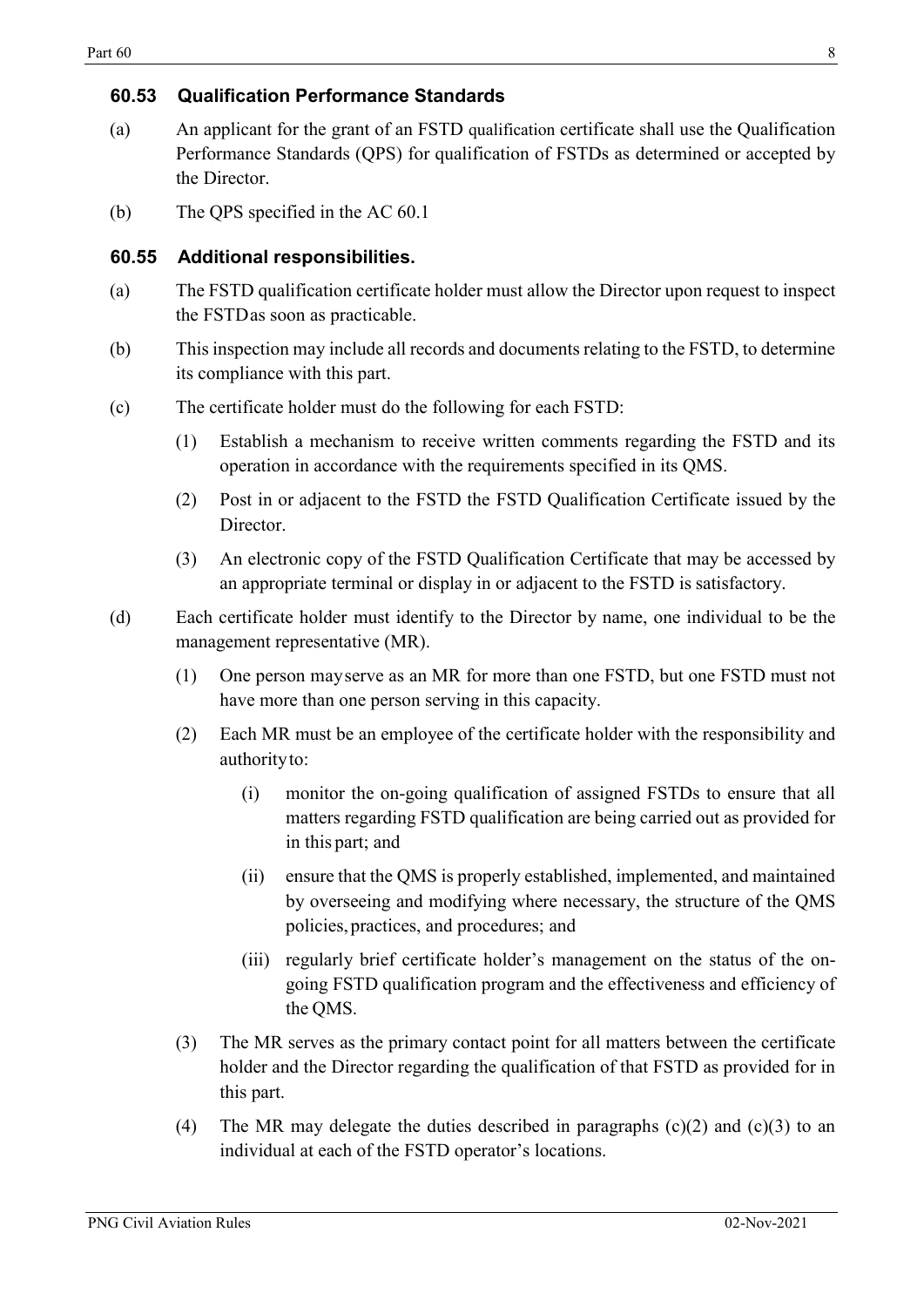### 60.53 Qualification Performance Standards

(a) An applicant for the grant of an FSTD qualification certificate shall use the Qualification Performance Standards (QPS) for qualification of FSTDs as determined or accepted by the Director.

(b) The QPS specified in the AC 60.1

### 60.55 Additional responsibilities.

(a) The FSTD qualification certificate holder must allow the Director upon request to inspect the FSTD as soon as practicable.

(b) This inspection may include all records and documents relating to the FSTD, to determine its compliance with this part.

(c) The certificate holder must do the following for each FSTD:

(1) Establish a mechanism to receive written comments regarding the FSTD and its operation in accordance with the requirements specified in its QMS.

(2) Post in or adjacent to the FSTD the FSTD Qualification Certificate issued by the Director.

(3) An electronic copy of the FSTD Qualification Certificate that may be accessed by an appropriate terminal or display in or adjacent to the FSTD is satisfactory.

(d) Each certificate holder must identify to the Director by name, one individual to be the management representative (MR).

(1) One person may serve as an MR for more than one FSTD, but one FSTD must not have more than one person serving in this capacity.

(2) Each MR must be an employee of the certificate holder with the responsibility and authority to:

(i) monitor the on-going qualification of assigned FSTDs to ensure that all matters regarding FSTD qualification are being carried out as provided for in this part; and

(ii) ensure that the QMS is properly established, implemented, and maintained by overseeing and modifying where necessary, the structure of the QMS policies, practices, and procedures; and

(iii) regularly brief certificate holder's management on the status of the on-going FSTD qualification program and the effectiveness and efficiency of the QMS.

(3) The MR serves as the primary contact point for all matters between the certificate holder and the Director regarding the qualification of that FSTD as provided for in this part.

(4) The MR may delegate the duties described in paragraphs (c)(2) and (c)(3) to an individual at each of the FSTD operator's locations.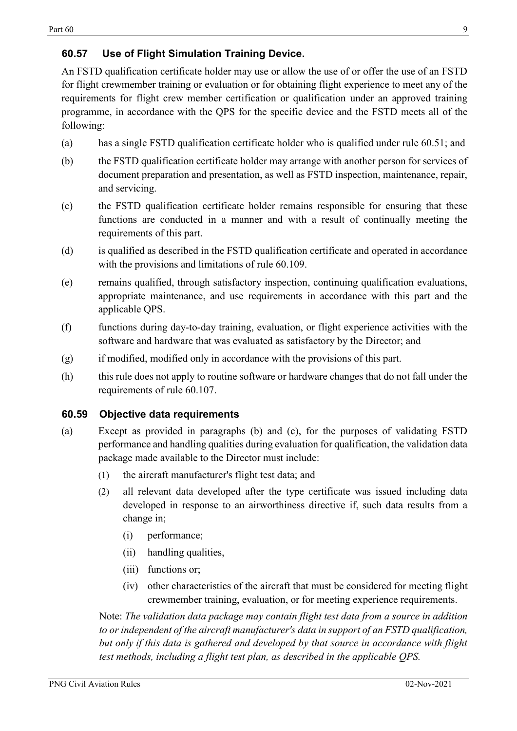## 60.57 Use of Flight Simulation Training Device.

An FSTD qualification certificate holder may use or allow the use of or offer the use of an FSTD for flight crewmember training or evaluation or for obtaining flight experience to meet any of the requirements for flight crew member certification or qualification under an approved training programme, in accordance with the QPS for the specific device and the FSTD meets all of the following:

(a) has a single FSTD qualification certificate holder who is qualified under rule 60.51; and

(b) the FSTD qualification certificate holder may arrange with another person for services of document preparation and presentation, as well as FSTD inspection, maintenance, repair, and servicing.

(c) the FSTD qualification certificate holder remains responsible for ensuring that these functions are conducted in a manner and with a result of continually meeting the requirements of this part.

(d) is qualified as described in the FSTD qualification certificate and operated in accordance with the provisions and limitations of rule 60.109.

(e) remains qualified, through satisfactory inspection, continuing qualification evaluations, appropriate maintenance, and use requirements in accordance with this part and the applicable QPS.

(f) functions during day-to-day training, evaluation, or flight experience activities with the software and hardware that was evaluated as satisfactory by the Director; and

(g) if modified, modified only in accordance with the provisions of this part.

(h) this rule does not apply to routine software or hardware changes that do not fall under the requirements of rule 60.107.

## 60.59 Objective data requirements

(a) Except as provided in paragraphs (b) and (c), for the purposes of validating FSTD performance and handling qualities during evaluation for qualification, the validation data package made available to the Director must include:

(1) the aircraft manufacturer's flight test data; and

(2) all relevant data developed after the type certificate was issued including data developed in response to an airworthiness directive if, such data results from a change in;

(i) performance;

(ii) handling qualities,

(iii) functions or;

(iv) other characteristics of the aircraft that must be considered for meeting flight crewmember training, evaluation, or for meeting experience requirements.

Note: *The validation data package may contain flight test data from a source in addition to or independent of the aircraft manufacturer's data in support of an FSTD qualification, but only if this data is gathered and developed by that source in accordance with flight test methods, including a flight test plan, as described in the applicable QPS.*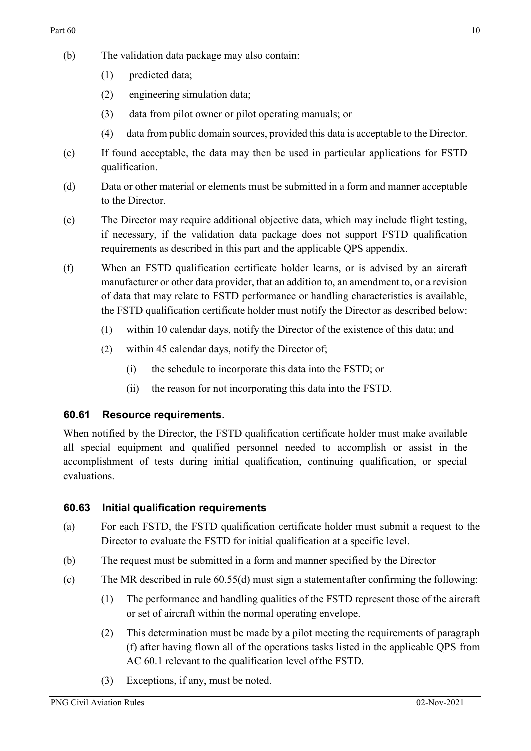(b) The validation data package may also contain:

(1) predicted data;

(2) engineering simulation data;

(3) data from pilot owner or pilot operating manuals; or

(4) data from public domain sources, provided this data is acceptable to the Director.

(c) If found acceptable, the data may then be used in particular applications for FSTD qualification.

(d) Data or other material or elements must be submitted in a form and manner acceptable to the Director.

(e) The Director may require additional objective data, which may include flight testing, if necessary, if the validation data package does not support FSTD qualification requirements as described in this part and the applicable QPS appendix.

(f) When an FSTD qualification certificate holder learns, or is advised by an aircraft manufacturer or other data provider, that an addition to, an amendment to, or a revision of data that may relate to FSTD performance or handling characteristics is available, the FSTD qualification certificate holder must notify the Director as described below:

(1) within 10 calendar days, notify the Director of the existence of this data; and

(2) within 45 calendar days, notify the Director of;

(i) the schedule to incorporate this data into the FSTD; or

(ii) the reason for not incorporating this data into the FSTD.

### 60.61 Resource requirements.

When notified by the Director, the FSTD qualification certificate holder must make available all special equipment and qualified personnel needed to accomplish or assist in the accomplishment of tests during initial qualification, continuing qualification, or special evaluations.

### 60.63 Initial qualification requirements

(a) For each FSTD, the FSTD qualification certificate holder must submit a request to the Director to evaluate the FSTD for initial qualification at a specific level.

(b) The request must be submitted in a form and manner specified by the Director

(c) The MR described in rule 60.55(d) must sign a statement after confirming the following:

(1) The performance and handling qualities of the FSTD represent those of the aircraft or set of aircraft within the normal operating envelope.

(2) This determination must be made by a pilot meeting the requirements of paragraph (f) after having flown all of the operations tasks listed in the applicable QPS from AC 60.1 relevant to the qualification level of the FSTD.

(3) Exceptions, if any, must be noted.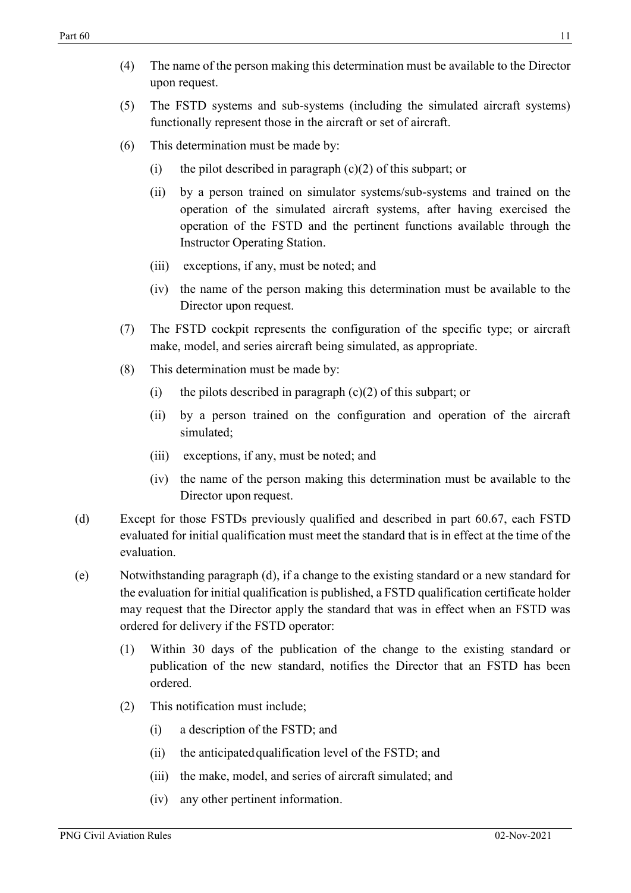(4) The name of the person making this determination must be available to the Director upon request.

(5) The FSTD systems and sub-systems (including the simulated aircraft systems) functionally represent those in the aircraft or set of aircraft.

(6) This determination must be made by:

  (i) the pilot described in paragraph (c)(2) of this subpart; or

  (ii) by a person trained on simulator systems/sub-systems and trained on the operation of the simulated aircraft systems, after having exercised the operation of the FSTD and the pertinent functions available through the Instructor Operating Station.

  (iii) exceptions, if any, must be noted; and

  (iv) the name of the person making this determination must be available to the Director upon request.

(7) The FSTD cockpit represents the configuration of the specific type; or aircraft make, model, and series aircraft being simulated, as appropriate.

(8) This determination must be made by:

  (i) the pilots described in paragraph (c)(2) of this subpart; or

  (ii) by a person trained on the configuration and operation of the aircraft simulated;

  (iii) exceptions, if any, must be noted; and

  (iv) the name of the person making this determination must be available to the Director upon request.

(d) Except for those FSTDs previously qualified and described in part 60.67, each FSTD evaluated for initial qualification must meet the standard that is in effect at the time of the evaluation.

(e) Notwithstanding paragraph (d), if a change to the existing standard or a new standard for the evaluation for initial qualification is published, a FSTD qualification certificate holder may request that the Director apply the standard that was in effect when an FSTD was ordered for delivery if the FSTD operator:

(1) Within 30 days of the publication of the change to the existing standard or publication of the new standard, notifies the Director that an FSTD has been ordered.

(2) This notification must include;

  (i) a description of the FSTD; and

  (ii) the anticipated qualification level of the FSTD; and

  (iii) the make, model, and series of aircraft simulated; and

  (iv) any other pertinent information.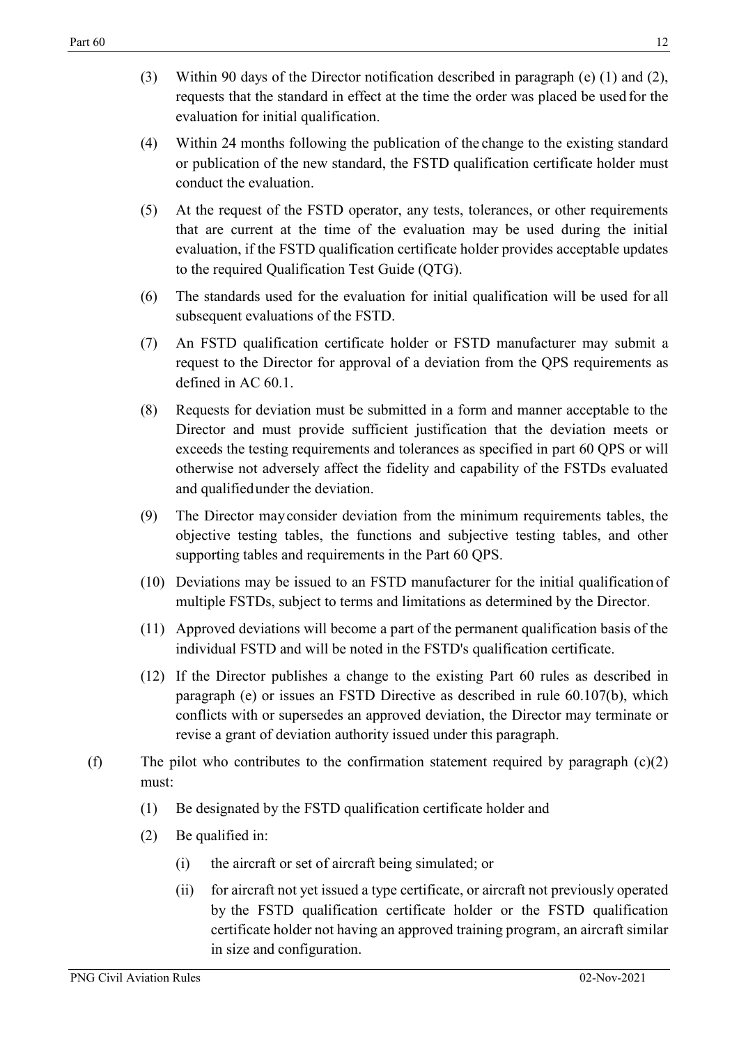(3) Within 90 days of the Director notification described in paragraph (e) (1) and (2), requests that the standard in effect at the time the order was placed be used for the evaluation for initial qualification.

(4) Within 24 months following the publication of the change to the existing standard or publication of the new standard, the FSTD qualification certificate holder must conduct the evaluation.

(5) At the request of the FSTD operator, any tests, tolerances, or other requirements that are current at the time of the evaluation may be used during the initial evaluation, if the FSTD qualification certificate holder provides acceptable updates to the required Qualification Test Guide (QTG).

(6) The standards used for the evaluation for initial qualification will be used for all subsequent evaluations of the FSTD.

(7) An FSTD qualification certificate holder or FSTD manufacturer may submit a request to the Director for approval of a deviation from the QPS requirements as defined in AC 60.1.

(8) Requests for deviation must be submitted in a form and manner acceptable to the Director and must provide sufficient justification that the deviation meets or exceeds the testing requirements and tolerances as specified in part 60 QPS or will otherwise not adversely affect the fidelity and capability of the FSTDs evaluated and qualified under the deviation.

(9) The Director may consider deviation from the minimum requirements tables, the objective testing tables, the functions and subjective testing tables, and other supporting tables and requirements in the Part 60 QPS.

(10) Deviations may be issued to an FSTD manufacturer for the initial qualification of multiple FSTDs, subject to terms and limitations as determined by the Director.

(11) Approved deviations will become a part of the permanent qualification basis of the individual FSTD and will be noted in the FSTD's qualification certificate.

(12) If the Director publishes a change to the existing Part 60 rules as described in paragraph (e) or issues an FSTD Directive as described in rule 60.107(b), which conflicts with or supersedes an approved deviation, the Director may terminate or revise a grant of deviation authority issued under this paragraph.

(f) The pilot who contributes to the confirmation statement required by paragraph (c)(2) must:

(1) Be designated by the FSTD qualification certificate holder and

(2) Be qualified in:

(i) the aircraft or set of aircraft being simulated; or

(ii) for aircraft not yet issued a type certificate, or aircraft not previously operated by the FSTD qualification certificate holder or the FSTD qualification certificate holder not having an approved training program, an aircraft similar in size and configuration.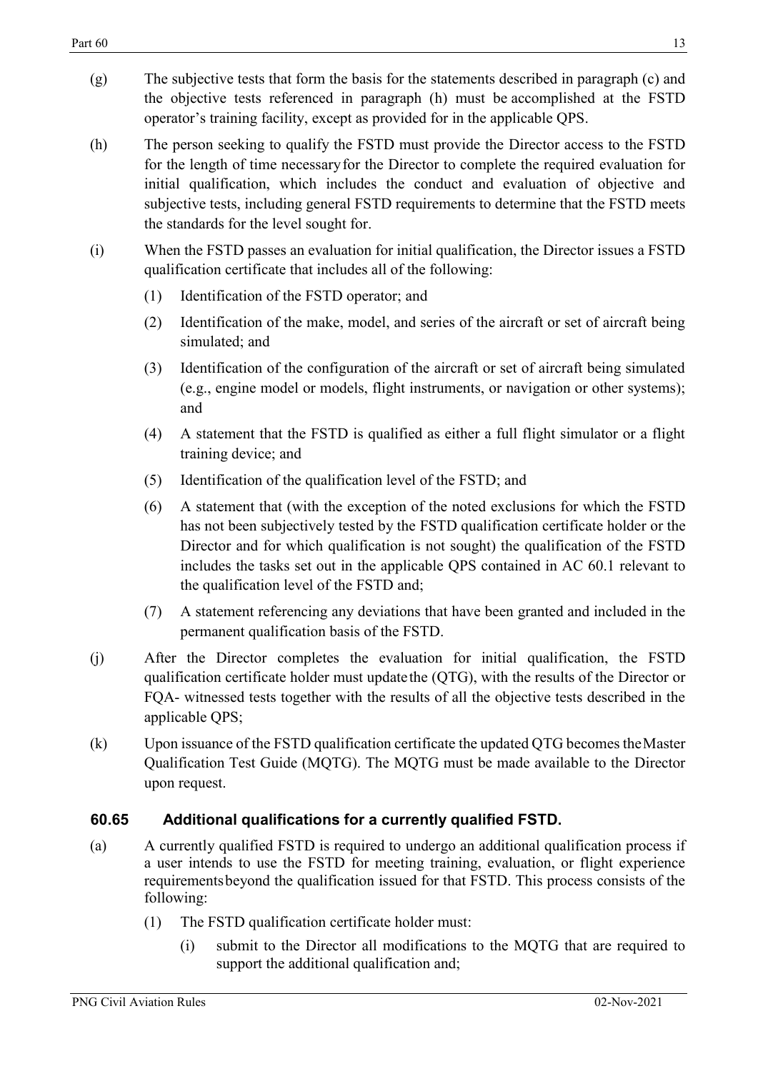(g) The subjective tests that form the basis for the statements described in paragraph (c) and the objective tests referenced in paragraph (h) must be accomplished at the FSTD operator's training facility, except as provided for in the applicable QPS.

(h) The person seeking to qualify the FSTD must provide the Director access to the FSTD for the length of time necessary for the Director to complete the required evaluation for initial qualification, which includes the conduct and evaluation of objective and subjective tests, including general FSTD requirements to determine that the FSTD meets the standards for the level sought for.

(i) When the FSTD passes an evaluation for initial qualification, the Director issues a FSTD qualification certificate that includes all of the following:

  (1) Identification of the FSTD operator; and

  (2) Identification of the make, model, and series of the aircraft or set of aircraft being simulated; and

  (3) Identification of the configuration of the aircraft or set of aircraft being simulated (e.g., engine model or models, flight instruments, or navigation or other systems); and

  (4) A statement that the FSTD is qualified as either a full flight simulator or a flight training device; and

  (5) Identification of the qualification level of the FSTD; and

  (6) A statement that (with the exception of the noted exclusions for which the FSTD has not been subjectively tested by the FSTD qualification certificate holder or the Director and for which qualification is not sought) the qualification of the FSTD includes the tasks set out in the applicable QPS contained in AC 60.1 relevant to the qualification level of the FSTD and;

  (7) A statement referencing any deviations that have been granted and included in the permanent qualification basis of the FSTD.

(j) After the Director completes the evaluation for initial qualification, the FSTD qualification certificate holder must update the (QTG), with the results of the Director or FQA- witnessed tests together with the results of all the objective tests described in the applicable QPS;

(k) Upon issuance of the FSTD qualification certificate the updated QTG becomes the Master Qualification Test Guide (MQTG). The MQTG must be made available to the Director upon request.

### 60.65 Additional qualifications for a currently qualified FSTD.

(a) A currently qualified FSTD is required to undergo an additional qualification process if a user intends to use the FSTD for meeting training, evaluation, or flight experience requirements beyond the qualification issued for that FSTD. This process consists of the following:

  (1) The FSTD qualification certificate holder must:

    (i) submit to the Director all modifications to the MQTG that are required to support the additional qualification and;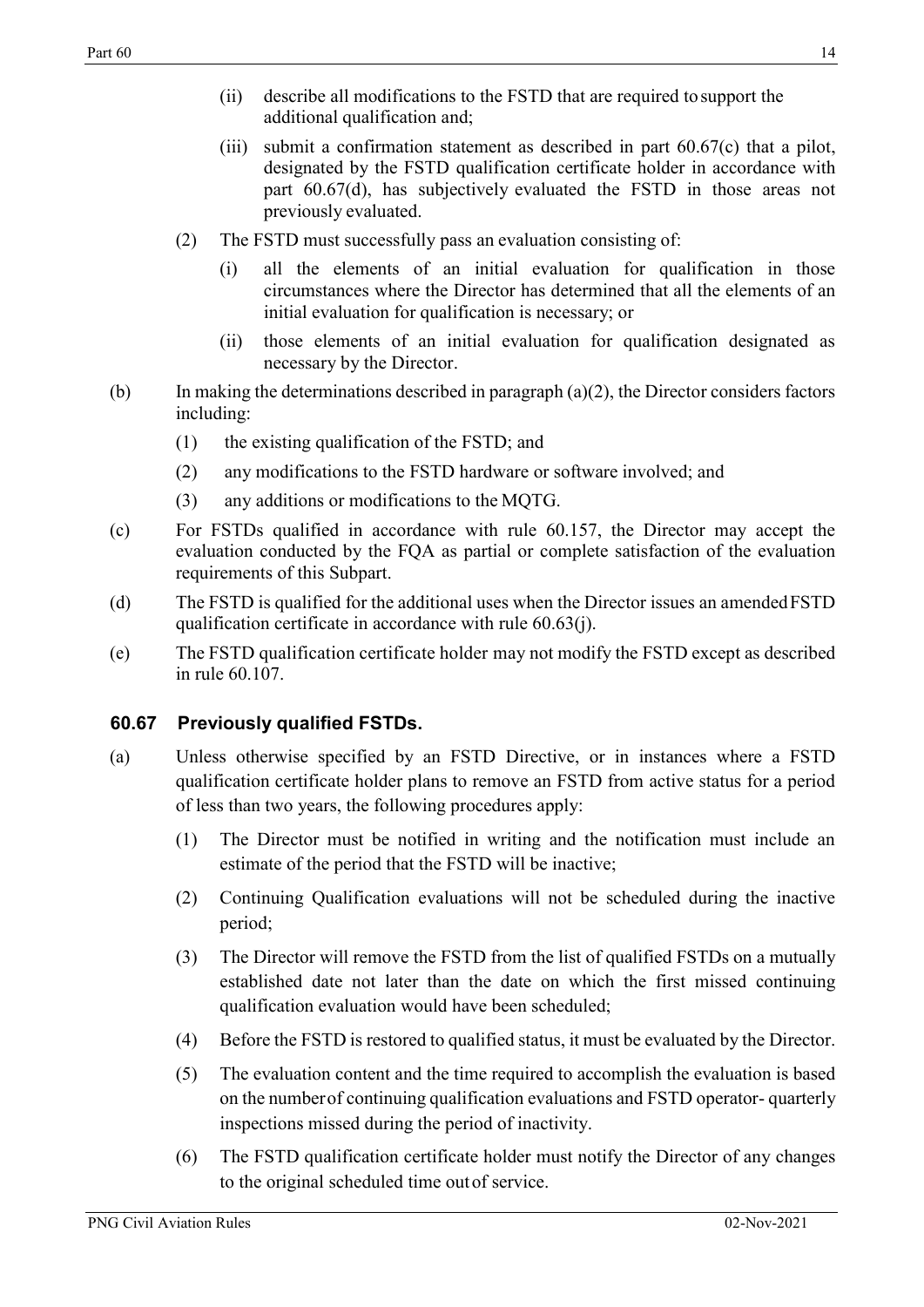(ii) describe all modifications to the FSTD that are required to support the additional qualification and;

(iii) submit a confirmation statement as described in part 60.67(c) that a pilot, designated by the FSTD qualification certificate holder in accordance with part 60.67(d), has subjectively evaluated the FSTD in those areas not previously evaluated.

(2) The FSTD must successfully pass an evaluation consisting of:

(i) all the elements of an initial evaluation for qualification in those circumstances where the Director has determined that all the elements of an initial evaluation for qualification is necessary; or

(ii) those elements of an initial evaluation for qualification designated as necessary by the Director.

(b) In making the determinations described in paragraph (a)(2), the Director considers factors including:

(1) the existing qualification of the FSTD; and

(2) any modifications to the FSTD hardware or software involved; and

(3) any additions or modifications to the MQTG.

(c) For FSTDs qualified in accordance with rule 60.157, the Director may accept the evaluation conducted by the FQA as partial or complete satisfaction of the evaluation requirements of this Subpart.

(d) The FSTD is qualified for the additional uses when the Director issues an amended FSTD qualification certificate in accordance with rule 60.63(j).

(e) The FSTD qualification certificate holder may not modify the FSTD except as described in rule 60.107.

### 60.67 Previously qualified FSTDs.

(a) Unless otherwise specified by an FSTD Directive, or in instances where a FSTD qualification certificate holder plans to remove an FSTD from active status for a period of less than two years, the following procedures apply:

(1) The Director must be notified in writing and the notification must include an estimate of the period that the FSTD will be inactive;

(2) Continuing Qualification evaluations will not be scheduled during the inactive period;

(3) The Director will remove the FSTD from the list of qualified FSTDs on a mutually established date not later than the date on which the first missed continuing qualification evaluation would have been scheduled;

(4) Before the FSTD is restored to qualified status, it must be evaluated by the Director.

(5) The evaluation content and the time required to accomplish the evaluation is based on the number of continuing qualification evaluations and FSTD operator- quarterly inspections missed during the period of inactivity.

(6) The FSTD qualification certificate holder must notify the Director of any changes to the original scheduled time out of service.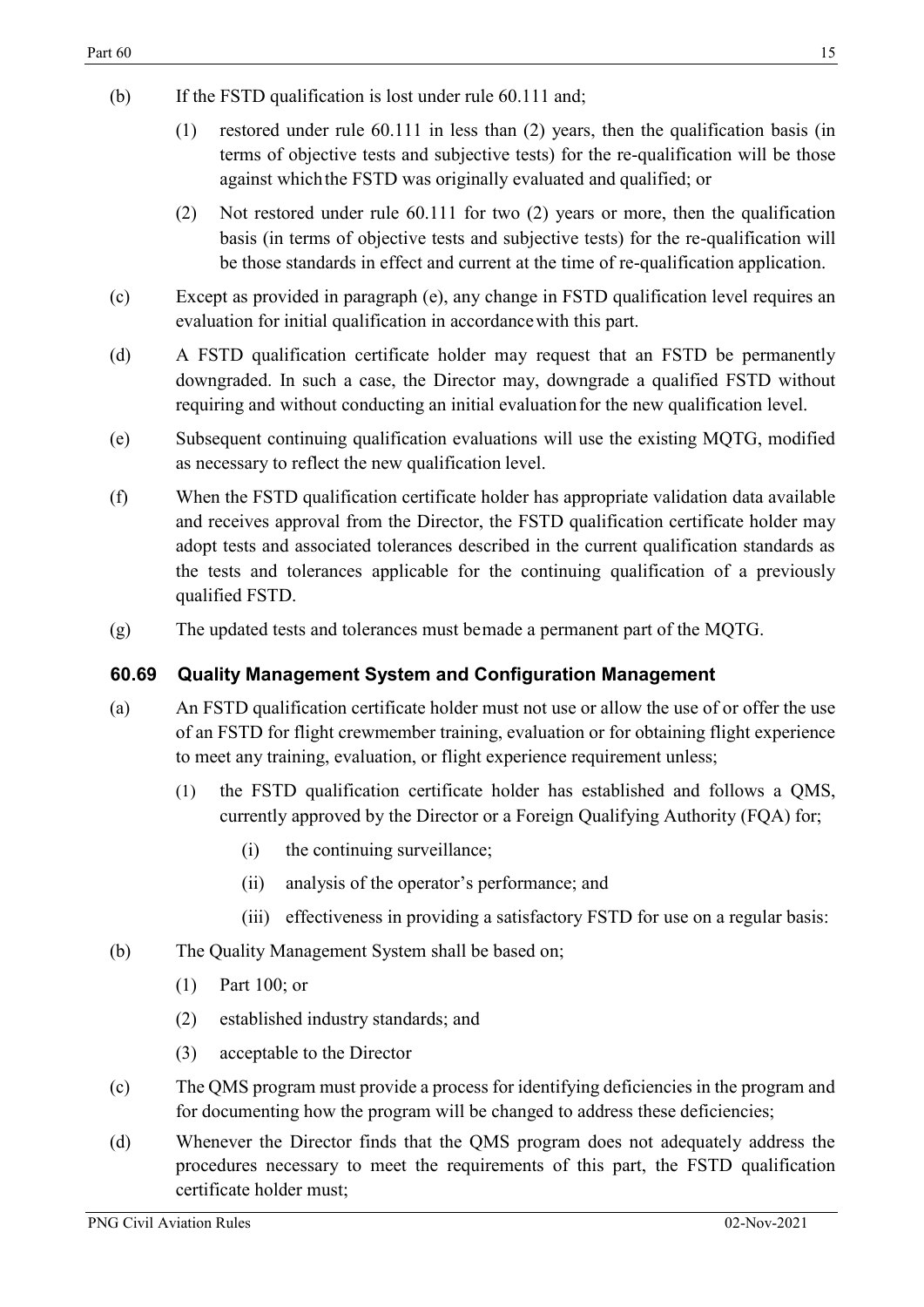(b) If the FSTD qualification is lost under rule 60.111 and;

   (1) restored under rule 60.111 in less than (2) years, then the qualification basis (in terms of objective tests and subjective tests) for the re-qualification will be those against which the FSTD was originally evaluated and qualified; or

   (2) Not restored under rule 60.111 for two (2) years or more, then the qualification basis (in terms of objective tests and subjective tests) for the re-qualification will be those standards in effect and current at the time of re-qualification application.

(c) Except as provided in paragraph (e), any change in FSTD qualification level requires an evaluation for initial qualification in accordance with this part.

(d) A FSTD qualification certificate holder may request that an FSTD be permanently downgraded. In such a case, the Director may, downgrade a qualified FSTD without requiring and without conducting an initial evaluation for the new qualification level.

(e) Subsequent continuing qualification evaluations will use the existing MQTG, modified as necessary to reflect the new qualification level.

(f) When the FSTD qualification certificate holder has appropriate validation data available and receives approval from the Director, the FSTD qualification certificate holder may adopt tests and associated tolerances described in the current qualification standards as the tests and tolerances applicable for the continuing qualification of a previously qualified FSTD.

(g) The updated tests and tolerances must be made a permanent part of the MQTG.

### 60.69 Quality Management System and Configuration Management

(a) An FSTD qualification certificate holder must not use or allow the use of or offer the use of an FSTD for flight crewmember training, evaluation or for obtaining flight experience to meet any training, evaluation, or flight experience requirement unless;

   (1) the FSTD qualification certificate holder has established and follows a QMS, currently approved by the Director or a Foreign Qualifying Authority (FQA) for;

      (i) the continuing surveillance;

      (ii) analysis of the operator's performance; and

      (iii) effectiveness in providing a satisfactory FSTD for use on a regular basis:

(b) The Quality Management System shall be based on;

   (1) Part 100; or

   (2) established industry standards; and

   (3) acceptable to the Director

(c) The QMS program must provide a process for identifying deficiencies in the program and for documenting how the program will be changed to address these deficiencies;

(d) Whenever the Director finds that the QMS program does not adequately address the procedures necessary to meet the requirements of this part, the FSTD qualification certificate holder must;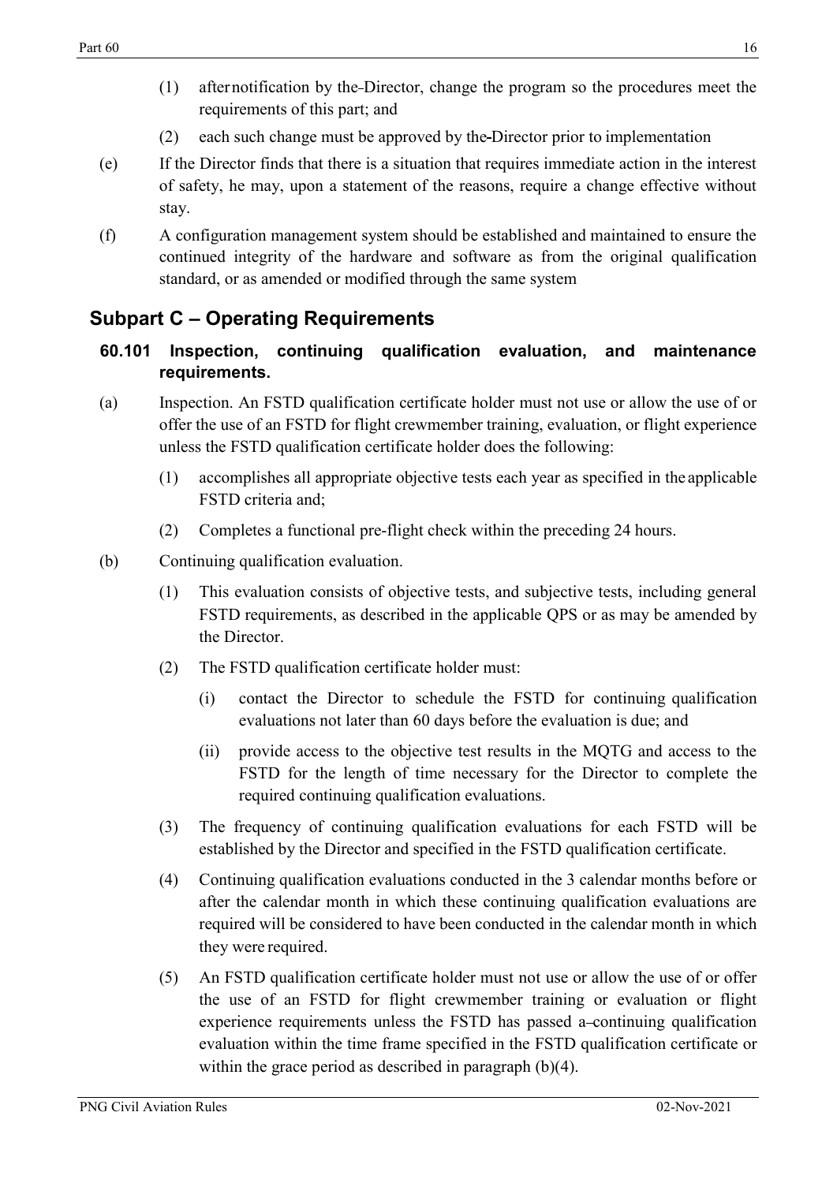(1) after notification by the Director, change the program so the procedures meet the requirements of this part; and

(2) each such change must be approved by the Director prior to implementation

(e) If the Director finds that there is a situation that requires immediate action in the interest of safety, he may, upon a statement of the reasons, require a change effective without stay.

(f) A configuration management system should be established and maintained to ensure the continued integrity of the hardware and software as from the original qualification standard, or as amended or modified through the same system

## Subpart C – Operating Requirements

### 60.101 Inspection, continuing qualification evaluation, and maintenance requirements.

(a) Inspection. An FSTD qualification certificate holder must not use or allow the use of or offer the use of an FSTD for flight crewmember training, evaluation, or flight experience unless the FSTD qualification certificate holder does the following:

(1) accomplishes all appropriate objective tests each year as specified in the applicable FSTD criteria and;

(2) Completes a functional pre-flight check within the preceding 24 hours.

(b) Continuing qualification evaluation.

(1) This evaluation consists of objective tests, and subjective tests, including general FSTD requirements, as described in the applicable QPS or as may be amended by the Director.

(2) The FSTD qualification certificate holder must:

(i) contact the Director to schedule the FSTD for continuing qualification evaluations not later than 60 days before the evaluation is due; and

(ii) provide access to the objective test results in the MQTG and access to the FSTD for the length of time necessary for the Director to complete the required continuing qualification evaluations.

(3) The frequency of continuing qualification evaluations for each FSTD will be established by the Director and specified in the FSTD qualification certificate.

(4) Continuing qualification evaluations conducted in the 3 calendar months before or after the calendar month in which these continuing qualification evaluations are required will be considered to have been conducted in the calendar month in which they were required.

(5) An FSTD qualification certificate holder must not use or allow the use of or offer the use of an FSTD for flight crewmember training or evaluation or flight experience requirements unless the FSTD has passed a continuing qualification evaluation within the time frame specified in the FSTD qualification certificate or within the grace period as described in paragraph (b)(4).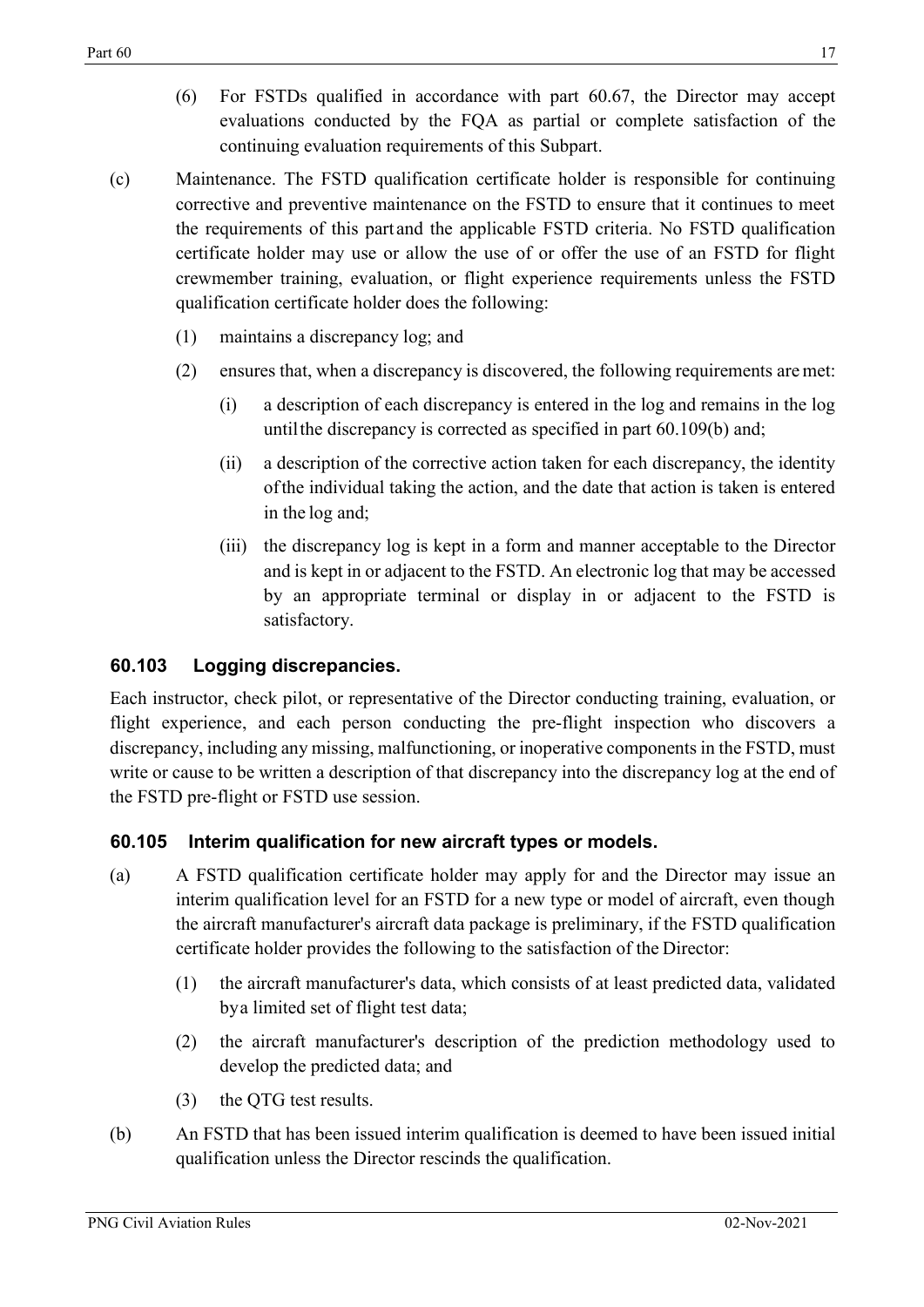(6) For FSTDs qualified in accordance with part 60.67, the Director may accept evaluations conducted by the FQA as partial or complete satisfaction of the continuing evaluation requirements of this Subpart.

(c) Maintenance. The FSTD qualification certificate holder is responsible for continuing corrective and preventive maintenance on the FSTD to ensure that it continues to meet the requirements of this part and the applicable FSTD criteria. No FSTD qualification certificate holder may use or allow the use of or offer the use of an FSTD for flight crewmember training, evaluation, or flight experience requirements unless the FSTD qualification certificate holder does the following:

  (1) maintains a discrepancy log; and

  (2) ensures that, when a discrepancy is discovered, the following requirements are met:

    (i) a description of each discrepancy is entered in the log and remains in the log until the discrepancy is corrected as specified in part 60.109(b) and;

    (ii) a description of the corrective action taken for each discrepancy, the identity of the individual taking the action, and the date that action is taken is entered in the log and;

    (iii) the discrepancy log is kept in a form and manner acceptable to the Director and is kept in or adjacent to the FSTD. An electronic log that may be accessed by an appropriate terminal or display in or adjacent to the FSTD is satisfactory.

### 60.103 Logging discrepancies.

Each instructor, check pilot, or representative of the Director conducting training, evaluation, or flight experience, and each person conducting the pre-flight inspection who discovers a discrepancy, including any missing, malfunctioning, or inoperative components in the FSTD, must write or cause to be written a description of that discrepancy into the discrepancy log at the end of the FSTD pre-flight or FSTD use session.

### 60.105 Interim qualification for new aircraft types or models.

(a) A FSTD qualification certificate holder may apply for and the Director may issue an interim qualification level for an FSTD for a new type or model of aircraft, even though the aircraft manufacturer's aircraft data package is preliminary, if the FSTD qualification certificate holder provides the following to the satisfaction of the Director:

  (1) the aircraft manufacturer's data, which consists of at least predicted data, validated by a limited set of flight test data;

  (2) the aircraft manufacturer's description of the prediction methodology used to develop the predicted data; and

  (3) the QTG test results.

(b) An FSTD that has been issued interim qualification is deemed to have been issued initial qualification unless the Director rescinds the qualification.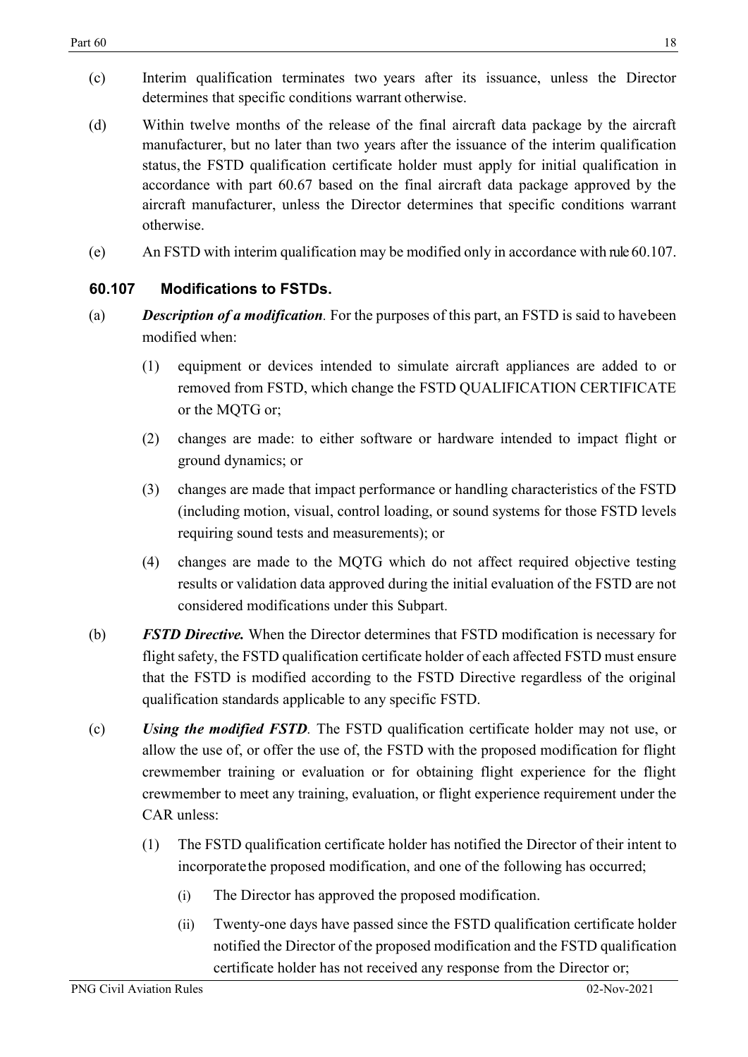(c) Interim qualification terminates two years after its issuance, unless the Director determines that specific conditions warrant otherwise.

(d) Within twelve months of the release of the final aircraft data package by the aircraft manufacturer, but no later than two years after the issuance of the interim qualification status, the FSTD qualification certificate holder must apply for initial qualification in accordance with part 60.67 based on the final aircraft data package approved by the aircraft manufacturer, unless the Director determines that specific conditions warrant otherwise.

(e) An FSTD with interim qualification may be modified only in accordance with rule 60.107.

### 60.107 Modifications to FSTDs.

(a) ***Description of a modification***. For the purposes of this part, an FSTD is said to havebeen modified when:

(1) equipment or devices intended to simulate aircraft appliances are added to or removed from FSTD, which change the FSTD QUALIFICATION CERTIFICATE or the MQTG or;

(2) changes are made: to either software or hardware intended to impact flight or ground dynamics; or

(3) changes are made that impact performance or handling characteristics of the FSTD (including motion, visual, control loading, or sound systems for those FSTD levels requiring sound tests and measurements); or

(4) changes are made to the MQTG which do not affect required objective testing results or validation data approved during the initial evaluation of the FSTD are not considered modifications under this Subpart.

(b) ***FSTD Directive.*** When the Director determines that FSTD modification is necessary for flight safety, the FSTD qualification certificate holder of each affected FSTD must ensure that the FSTD is modified according to the FSTD Directive regardless of the original qualification standards applicable to any specific FSTD.

(c) ***Using the modified FSTD***. The FSTD qualification certificate holder may not use, or allow the use of, or offer the use of, the FSTD with the proposed modification for flight crewmember training or evaluation or for obtaining flight experience for the flight crewmember to meet any training, evaluation, or flight experience requirement under the CAR unless:

(1) The FSTD qualification certificate holder has notified the Director of their intent to incorporatethe proposed modification, and one of the following has occurred;

(i) The Director has approved the proposed modification.

(ii) Twenty-one days have passed since the FSTD qualification certificate holder notified the Director of the proposed modification and the FSTD qualification certificate holder has not received any response from the Director or;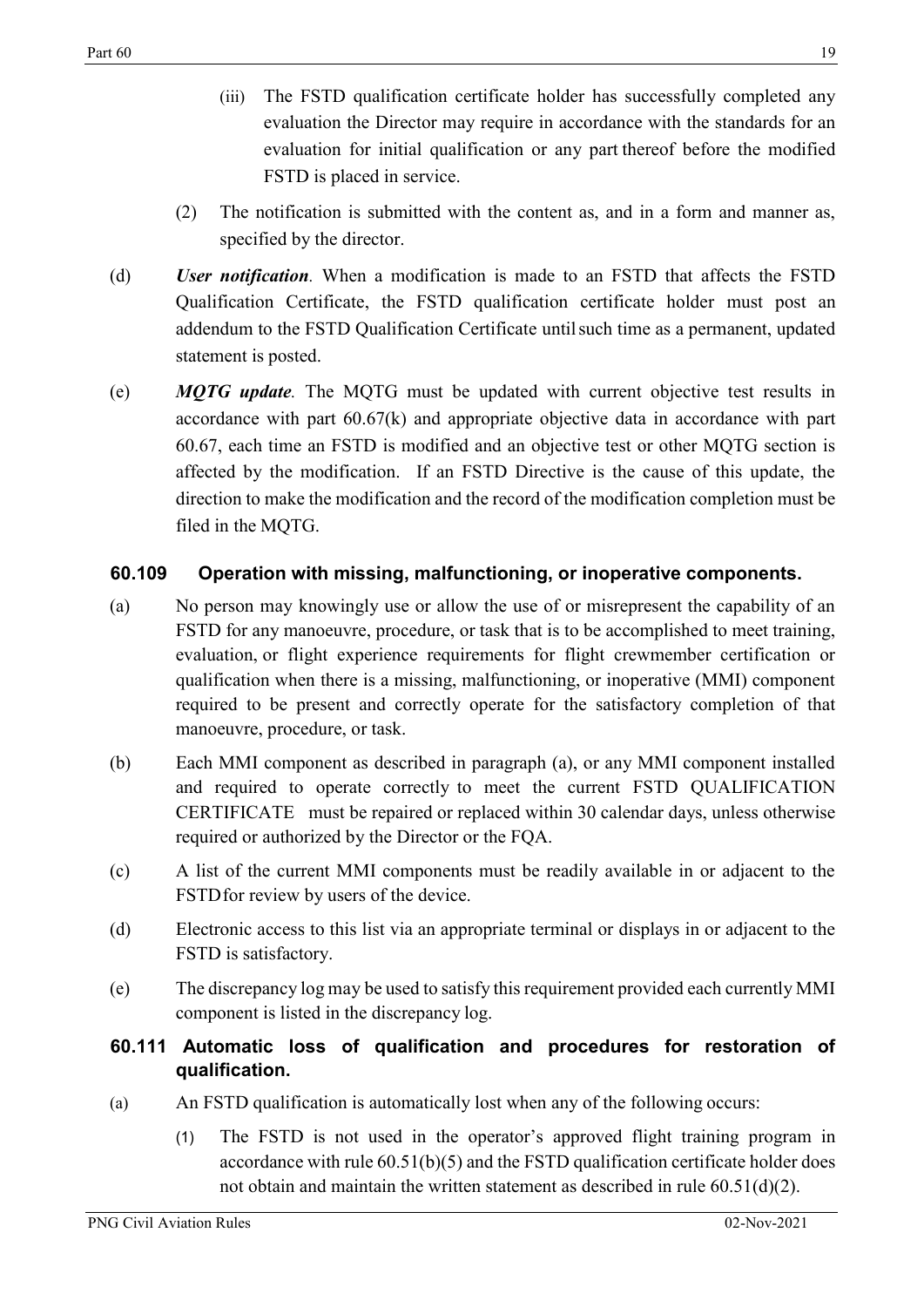(iii) The FSTD qualification certificate holder has successfully completed any evaluation the Director may require in accordance with the standards for an evaluation for initial qualification or any part thereof before the modified FSTD is placed in service.

(2) The notification is submitted with the content as, and in a form and manner as, specified by the director.

(d) ***User notification***. When a modification is made to an FSTD that affects the FSTD Qualification Certificate, the FSTD qualification certificate holder must post an addendum to the FSTD Qualification Certificate until such time as a permanent, updated statement is posted.

(e) ***MQTG update***. The MQTG must be updated with current objective test results in accordance with part 60.67(k) and appropriate objective data in accordance with part 60.67, each time an FSTD is modified and an objective test or other MQTG section is affected by the modification. If an FSTD Directive is the cause of this update, the direction to make the modification and the record of the modification completion must be filed in the MQTG.

### 60.109 Operation with missing, malfunctioning, or inoperative components.

(a) No person may knowingly use or allow the use of or misrepresent the capability of an FSTD for any manoeuvre, procedure, or task that is to be accomplished to meet training, evaluation, or flight experience requirements for flight crewmember certification or qualification when there is a missing, malfunctioning, or inoperative (MMI) component required to be present and correctly operate for the satisfactory completion of that manoeuvre, procedure, or task.

(b) Each MMI component as described in paragraph (a), or any MMI component installed and required to operate correctly to meet the current FSTD QUALIFICATION CERTIFICATE must be repaired or replaced within 30 calendar days, unless otherwise required or authorized by the Director or the FQA.

(c) A list of the current MMI components must be readily available in or adjacent to the FSTD for review by users of the device.

(d) Electronic access to this list via an appropriate terminal or displays in or adjacent to the FSTD is satisfactory.

(e) The discrepancy log may be used to satisfy this requirement provided each currently MMI component is listed in the discrepancy log.

### 60.111 Automatic loss of qualification and procedures for restoration of qualification.

(a) An FSTD qualification is automatically lost when any of the following occurs:

(1) The FSTD is not used in the operator's approved flight training program in accordance with rule 60.51(b)(5) and the FSTD qualification certificate holder does not obtain and maintain the written statement as described in rule 60.51(d)(2).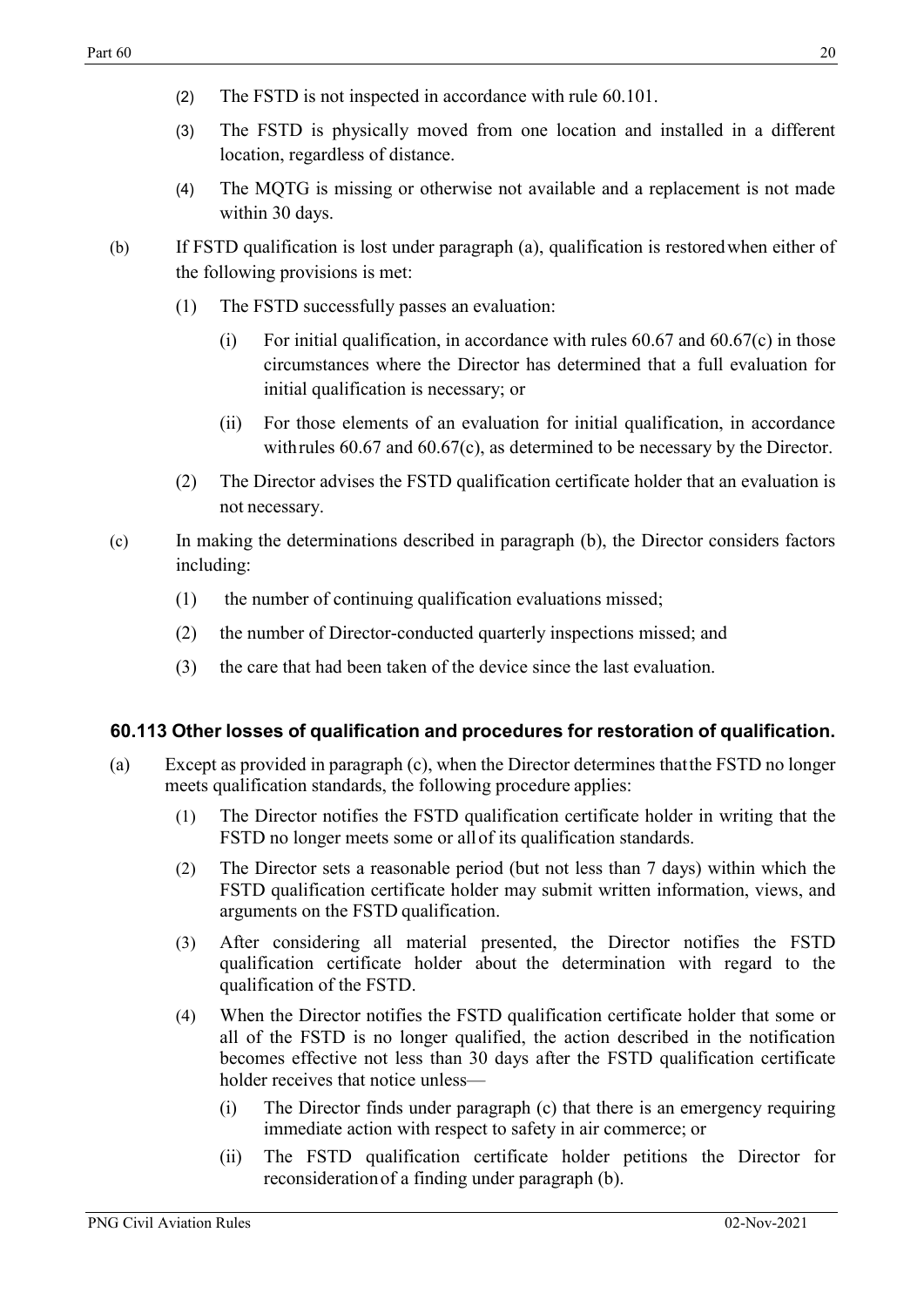(2) The FSTD is not inspected in accordance with rule 60.101.

(3) The FSTD is physically moved from one location and installed in a different location, regardless of distance.

(4) The MQTG is missing or otherwise not available and a replacement is not made within 30 days.

(b) If FSTD qualification is lost under paragraph (a), qualification is restored when either of the following provisions is met:

(1) The FSTD successfully passes an evaluation:

(i) For initial qualification, in accordance with rules 60.67 and 60.67(c) in those circumstances where the Director has determined that a full evaluation for initial qualification is necessary; or

(ii) For those elements of an evaluation for initial qualification, in accordance with rules 60.67 and 60.67(c), as determined to be necessary by the Director.

(2) The Director advises the FSTD qualification certificate holder that an evaluation is not necessary.

(c) In making the determinations described in paragraph (b), the Director considers factors including:

(1) the number of continuing qualification evaluations missed;

(2) the number of Director-conducted quarterly inspections missed; and

(3) the care that had been taken of the device since the last evaluation.

### 60.113 Other losses of qualification and procedures for restoration of qualification.

(a) Except as provided in paragraph (c), when the Director determines that the FSTD no longer meets qualification standards, the following procedure applies:

(1) The Director notifies the FSTD qualification certificate holder in writing that the FSTD no longer meets some or all of its qualification standards.

(2) The Director sets a reasonable period (but not less than 7 days) within which the FSTD qualification certificate holder may submit written information, views, and arguments on the FSTD qualification.

(3) After considering all material presented, the Director notifies the FSTD qualification certificate holder about the determination with regard to the qualification of the FSTD.

(4) When the Director notifies the FSTD qualification certificate holder that some or all of the FSTD is no longer qualified, the action described in the notification becomes effective not less than 30 days after the FSTD qualification certificate holder receives that notice unless—

(i) The Director finds under paragraph (c) that there is an emergency requiring immediate action with respect to safety in air commerce; or

(ii) The FSTD qualification certificate holder petitions the Director for reconsideration of a finding under paragraph (b).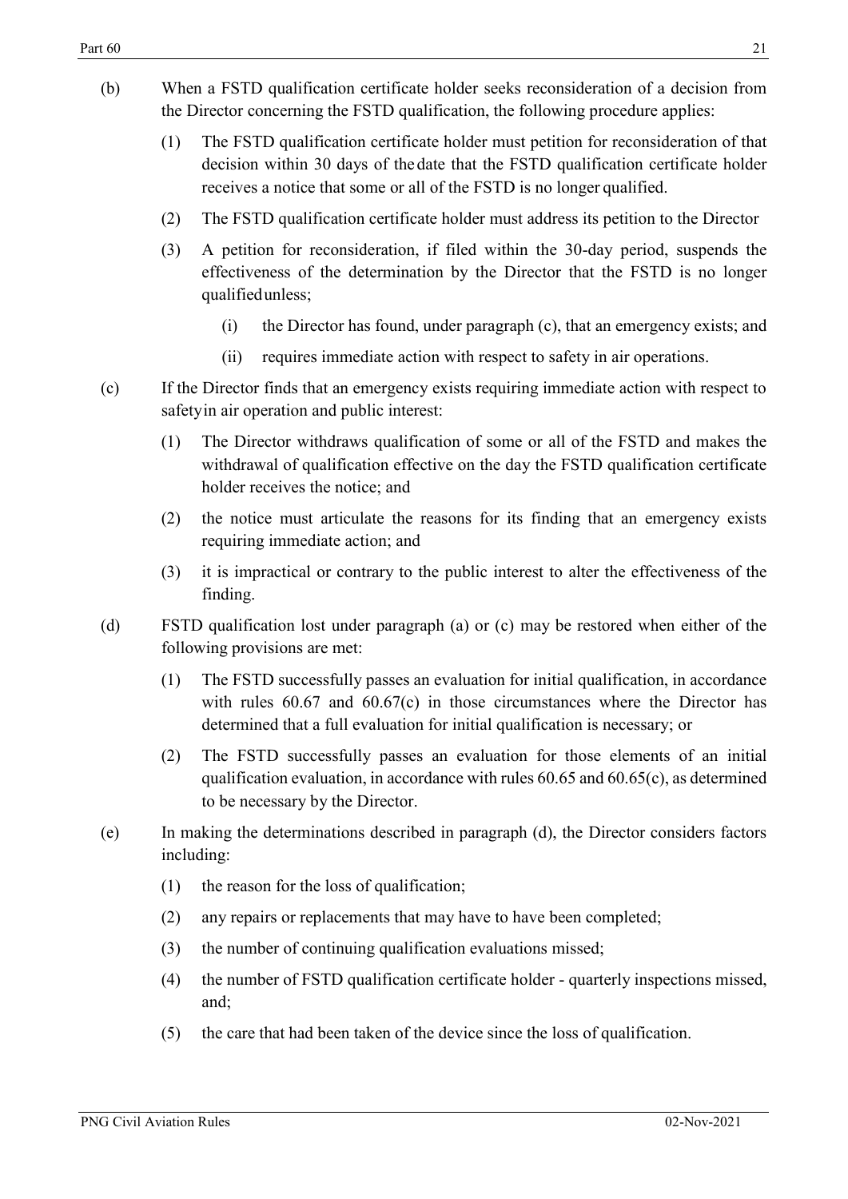(b) When a FSTD qualification certificate holder seeks reconsideration of a decision from the Director concerning the FSTD qualification, the following procedure applies:

(1) The FSTD qualification certificate holder must petition for reconsideration of that decision within 30 days of the date that the FSTD qualification certificate holder receives a notice that some or all of the FSTD is no longer qualified.

(2) The FSTD qualification certificate holder must address its petition to the Director

(3) A petition for reconsideration, if filed within the 30-day period, suspends the effectiveness of the determination by the Director that the FSTD is no longer qualified unless;

(i) the Director has found, under paragraph (c), that an emergency exists; and

(ii) requires immediate action with respect to safety in air operations.

(c) If the Director finds that an emergency exists requiring immediate action with respect to safety in air operation and public interest:

(1) The Director withdraws qualification of some or all of the FSTD and makes the withdrawal of qualification effective on the day the FSTD qualification certificate holder receives the notice; and

(2) the notice must articulate the reasons for its finding that an emergency exists requiring immediate action; and

(3) it is impractical or contrary to the public interest to alter the effectiveness of the finding.

(d) FSTD qualification lost under paragraph (a) or (c) may be restored when either of the following provisions are met:

(1) The FSTD successfully passes an evaluation for initial qualification, in accordance with rules 60.67 and 60.67(c) in those circumstances where the Director has determined that a full evaluation for initial qualification is necessary; or

(2) The FSTD successfully passes an evaluation for those elements of an initial qualification evaluation, in accordance with rules 60.65 and 60.65(c), as determined to be necessary by the Director.

(e) In making the determinations described in paragraph (d), the Director considers factors including:

(1) the reason for the loss of qualification;

(2) any repairs or replacements that may have to have been completed;

(3) the number of continuing qualification evaluations missed;

(4) the number of FSTD qualification certificate holder - quarterly inspections missed, and;

(5) the care that had been taken of the device since the loss of qualification.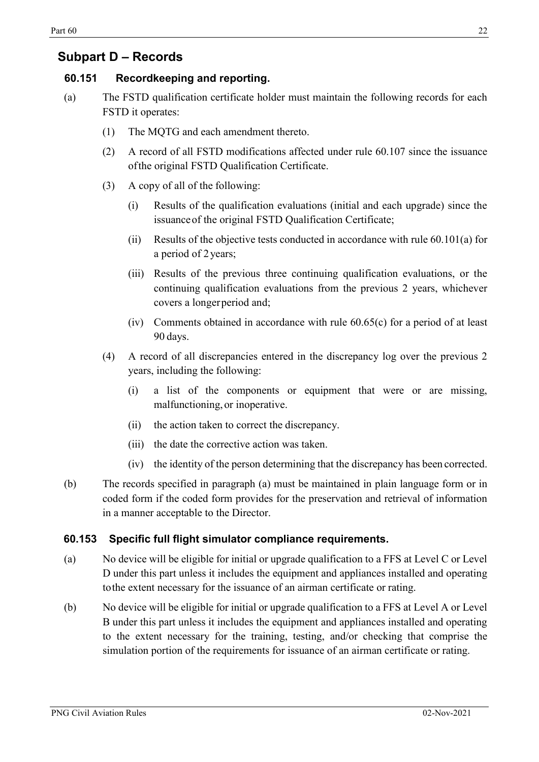## Subpart D – Records

### 60.151 Recordkeeping and reporting.

(a) The FSTD qualification certificate holder must maintain the following records for each FSTD it operates:

(1) The MQTG and each amendment thereto.

(2) A record of all FSTD modifications affected under rule 60.107 since the issuance of the original FSTD Qualification Certificate.

(3) A copy of all of the following:

(i) Results of the qualification evaluations (initial and each upgrade) since the issuance of the original FSTD Qualification Certificate;

(ii) Results of the objective tests conducted in accordance with rule 60.101(a) for a period of 2 years;

(iii) Results of the previous three continuing qualification evaluations, or the continuing qualification evaluations from the previous 2 years, whichever covers a longer period and;

(iv) Comments obtained in accordance with rule 60.65(c) for a period of at least 90 days.

(4) A record of all discrepancies entered in the discrepancy log over the previous 2 years, including the following:

(i) a list of the components or equipment that were or are missing, malfunctioning, or inoperative.

(ii) the action taken to correct the discrepancy.

(iii) the date the corrective action was taken.

(iv) the identity of the person determining that the discrepancy has been corrected.

(b) The records specified in paragraph (a) must be maintained in plain language form or in coded form if the coded form provides for the preservation and retrieval of information in a manner acceptable to the Director.

### 60.153 Specific full flight simulator compliance requirements.

(a) No device will be eligible for initial or upgrade qualification to a FFS at Level C or Level D under this part unless it includes the equipment and appliances installed and operating to the extent necessary for the issuance of an airman certificate or rating.

(b) No device will be eligible for initial or upgrade qualification to a FFS at Level A or Level B under this part unless it includes the equipment and appliances installed and operating to the extent necessary for the training, testing, and/or checking that comprise the simulation portion of the requirements for issuance of an airman certificate or rating.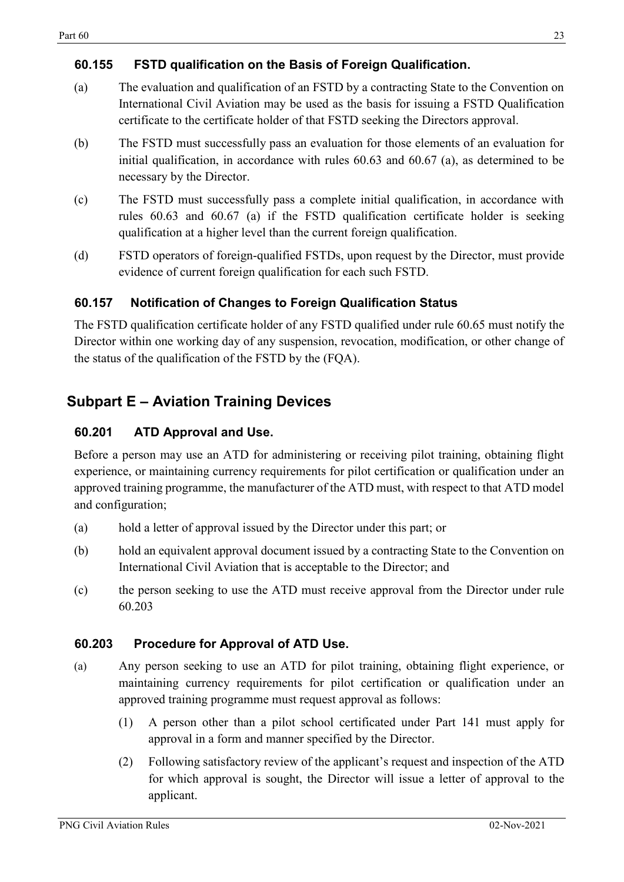### 60.155 FSTD qualification on the Basis of Foreign Qualification.

(a) The evaluation and qualification of an FSTD by a contracting State to the Convention on International Civil Aviation may be used as the basis for issuing a FSTD Qualification certificate to the certificate holder of that FSTD seeking the Directors approval.

(b) The FSTD must successfully pass an evaluation for those elements of an evaluation for initial qualification, in accordance with rules 60.63 and 60.67 (a), as determined to be necessary by the Director.

(c) The FSTD must successfully pass a complete initial qualification, in accordance with rules 60.63 and 60.67 (a) if the FSTD qualification certificate holder is seeking qualification at a higher level than the current foreign qualification.

(d) FSTD operators of foreign-qualified FSTDs, upon request by the Director, must provide evidence of current foreign qualification for each such FSTD.

### 60.157 Notification of Changes to Foreign Qualification Status

The FSTD qualification certificate holder of any FSTD qualified under rule 60.65 must notify the Director within one working day of any suspension, revocation, modification, or other change of the status of the qualification of the FSTD by the (FQA).

## Subpart E – Aviation Training Devices

### 60.201 ATD Approval and Use.

Before a person may use an ATD for administering or receiving pilot training, obtaining flight experience, or maintaining currency requirements for pilot certification or qualification under an approved training programme, the manufacturer of the ATD must, with respect to that ATD model and configuration;

(a) hold a letter of approval issued by the Director under this part; or

(b) hold an equivalent approval document issued by a contracting State to the Convention on International Civil Aviation that is acceptable to the Director; and

(c) the person seeking to use the ATD must receive approval from the Director under rule 60.203

### 60.203 Procedure for Approval of ATD Use.

(a) Any person seeking to use an ATD for pilot training, obtaining flight experience, or maintaining currency requirements for pilot certification or qualification under an approved training programme must request approval as follows:

  (1) A person other than a pilot school certificated under Part 141 must apply for approval in a form and manner specified by the Director.

  (2) Following satisfactory review of the applicant's request and inspection of the ATD for which approval is sought, the Director will issue a letter of approval to the applicant.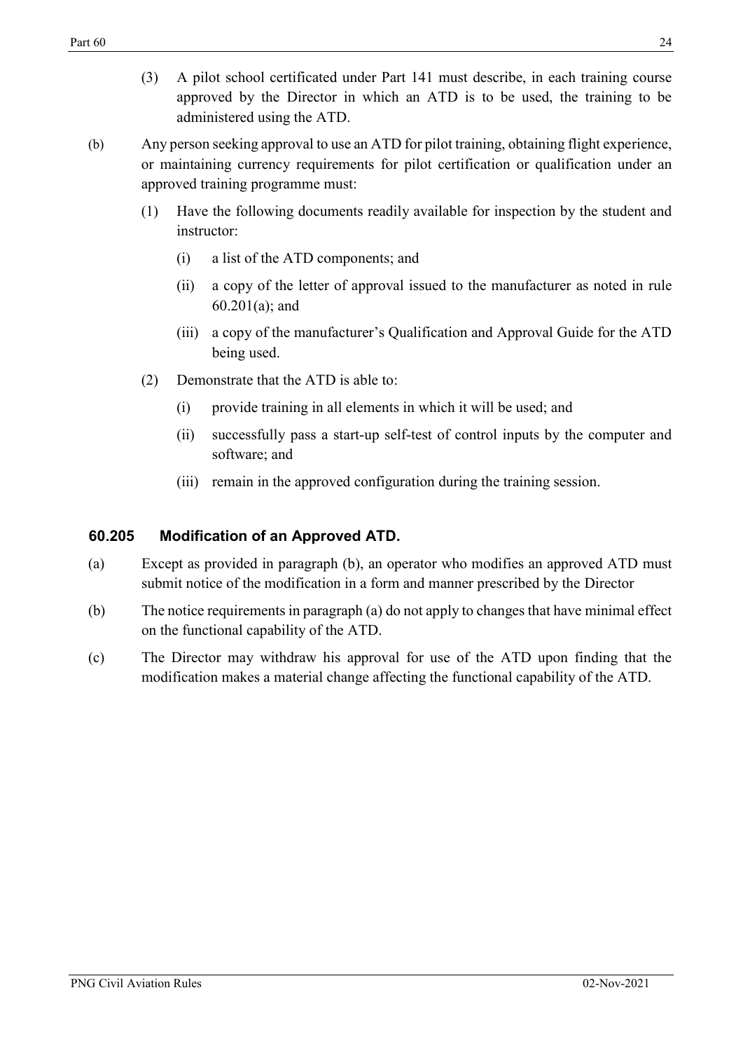(3) A pilot school certificated under Part 141 must describe, in each training course approved by the Director in which an ATD is to be used, the training to be administered using the ATD.

(b) Any person seeking approval to use an ATD for pilot training, obtaining flight experience, or maintaining currency requirements for pilot certification or qualification under an approved training programme must:

(1) Have the following documents readily available for inspection by the student and instructor:

(i) a list of the ATD components; and

(ii) a copy of the letter of approval issued to the manufacturer as noted in rule 60.201(a); and

(iii) a copy of the manufacturer's Qualification and Approval Guide for the ATD being used.

(2) Demonstrate that the ATD is able to:

(i) provide training in all elements in which it will be used; and

(ii) successfully pass a start-up self-test of control inputs by the computer and software; and

(iii) remain in the approved configuration during the training session.

### 60.205 Modification of an Approved ATD.

(a) Except as provided in paragraph (b), an operator who modifies an approved ATD must submit notice of the modification in a form and manner prescribed by the Director

(b) The notice requirements in paragraph (a) do not apply to changes that have minimal effect on the functional capability of the ATD.

(c) The Director may withdraw his approval for use of the ATD upon finding that the modification makes a material change affecting the functional capability of the ATD.